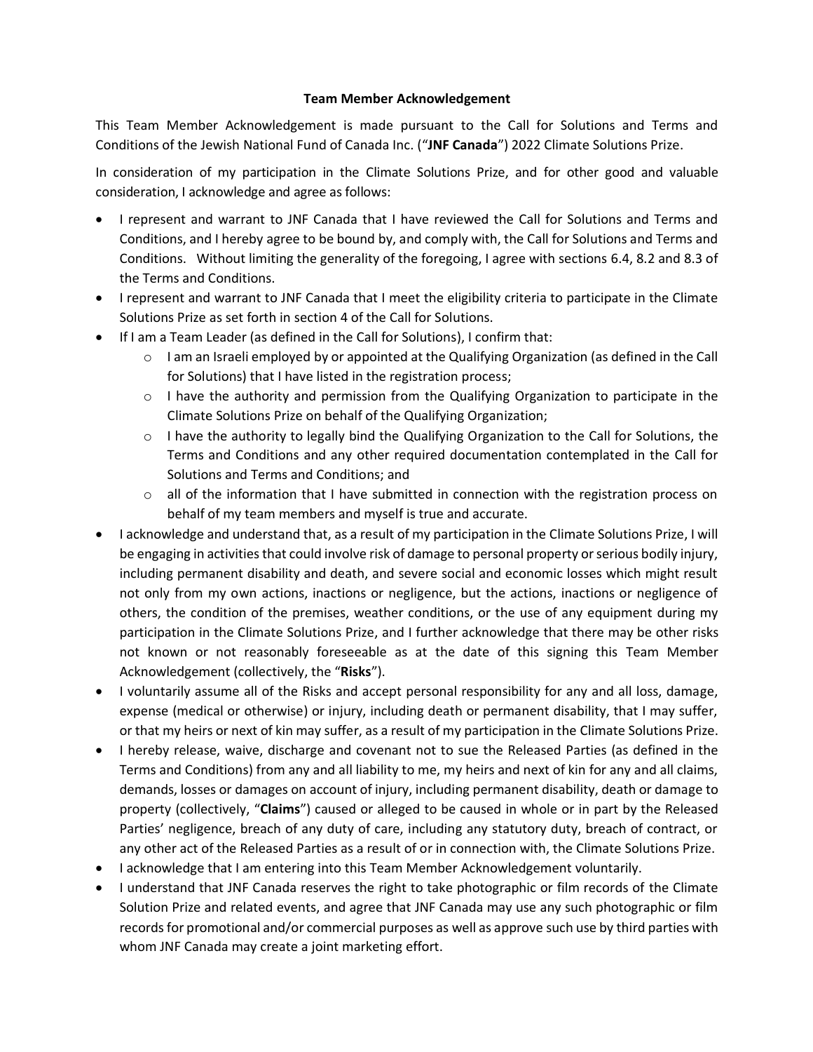**Team Member Acknowledgement**

This Team Member Acknowledgement is made pursuant to the Call for Solutions and Terms and Conditions of the Jewish National Fund of Canada Inc. ("**JNF Canada**") 2022 Climate Solutions Prize.

In consideration of my participation in the Climate Solutions Prize, and for other good and valuable consideration, I acknowledge and agree as follows:

- I represent and warrant to JNF Canada that I have reviewed the Call for Solutions and Terms and Conditions, and I hereby agree to be bound by, and comply with, the Call for Solutions and Terms and Conditions. Without limiting the generality of the foregoing, I agree with sections 6.4, 8.2 and 8.3 of the Terms and Conditions.
- I represent and warrant to JNF Canada that I meet the eligibility criteria to participate in the Climate Solutions Prize as set forth in section 4 of the Call for Solutions.
- If I am a Team Leader (as defined in the Call for Solutions), I confirm that:
    - I am an Israeli employed by or appointed at the Qualifying Organization (as defined in the Call for Solutions) that I have listed in the registration process;
    - I have the authority and permission from the Qualifying Organization to participate in the Climate Solutions Prize on behalf of the Qualifying Organization;
    - I have the authority to legally bind the Qualifying Organization to the Call for Solutions, the Terms and Conditions and any other required documentation contemplated in the Call for Solutions and Terms and Conditions; and
    - all of the information that I have submitted in connection with the registration process on behalf of my team members and myself is true and accurate.
- I acknowledge and understand that, as a result of my participation in the Climate Solutions Prize, I will be engaging in activities that could involve risk of damage to personal property or serious bodily injury, including permanent disability and death, and severe social and economic losses which might result not only from my own actions, inactions or negligence, but the actions, inactions or negligence of others, the condition of the premises, weather conditions, or the use of any equipment during my participation in the Climate Solutions Prize, and I further acknowledge that there may be other risks not known or not reasonably foreseeable as at the date of this signing this Team Member Acknowledgement (collectively, the "**Risks**").
- I voluntarily assume all of the Risks and accept personal responsibility for any and all loss, damage, expense (medical or otherwise) or injury, including death or permanent disability, that I may suffer, or that my heirs or next of kin may suffer, as a result of my participation in the Climate Solutions Prize.
- I hereby release, waive, discharge and covenant not to sue the Released Parties (as defined in the Terms and Conditions) from any and all liability to me, my heirs and next of kin for any and all claims, demands, losses or damages on account of injury, including permanent disability, death or damage to property (collectively, "**Claims**") caused or alleged to be caused in whole or in part by the Released Parties' negligence, breach of any duty of care, including any statutory duty, breach of contract, or any other act of the Released Parties as a result of or in connection with, the Climate Solutions Prize.
- I acknowledge that I am entering into this Team Member Acknowledgement voluntarily.
- I understand that JNF Canada reserves the right to take photographic or film records of the Climate Solution Prize and related events, and agree that JNF Canada may use any such photographic or film records for promotional and/or commercial purposes as well as approve such use by third parties with whom JNF Canada may create a joint marketing effort.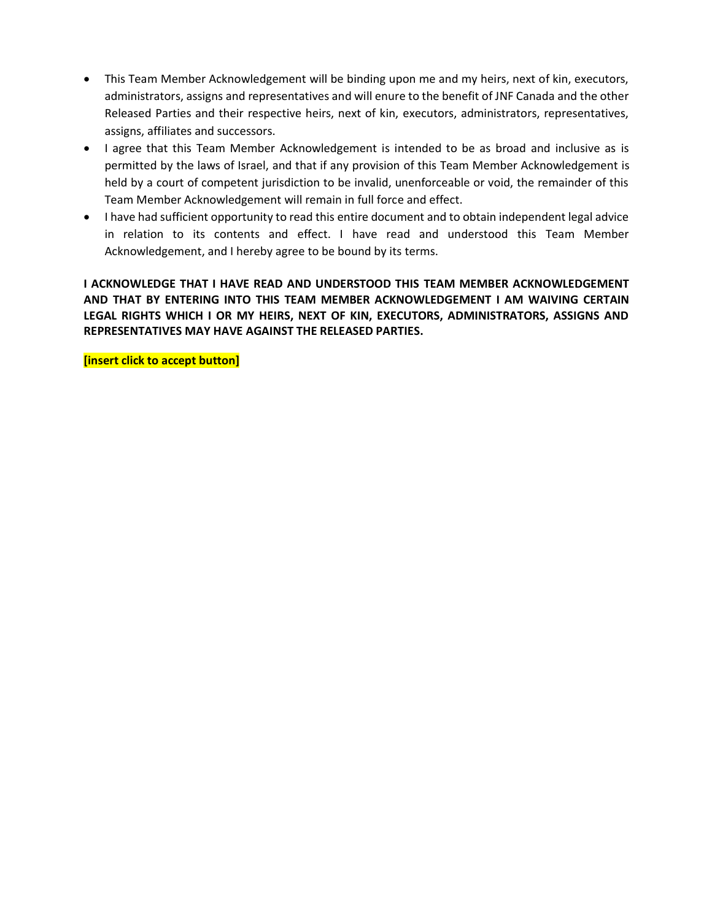- This Team Member Acknowledgement will be binding upon me and my heirs, next of kin, executors, administrators, assigns and representatives and will enure to the benefit of JNF Canada and the other Released Parties and their respective heirs, next of kin, executors, administrators, representatives, assigns, affiliates and successors.
- I agree that this Team Member Acknowledgement is intended to be as broad and inclusive as is permitted by the laws of Israel, and that if any provision of this Team Member Acknowledgement is held by a court of competent jurisdiction to be invalid, unenforceable or void, the remainder of this Team Member Acknowledgement will remain in full force and effect.
- I have had sufficient opportunity to read this entire document and to obtain independent legal advice in relation to its contents and effect. I have read and understood this Team Member Acknowledgement, and I hereby agree to be bound by its terms.

**I ACKNOWLEDGE THAT I HAVE READ AND UNDERSTOOD THIS TEAM MEMBER ACKNOWLEDGEMENT AND THAT BY ENTERING INTO THIS TEAM MEMBER ACKNOWLEDGEMENT I AM WAIVING CERTAIN LEGAL RIGHTS WHICH I OR MY HEIRS, NEXT OF KIN, EXECUTORS, ADMINISTRATORS, ASSIGNS AND REPRESENTATIVES MAY HAVE AGAINST THE RELEASED PARTIES.**

**[insert click to accept button]**